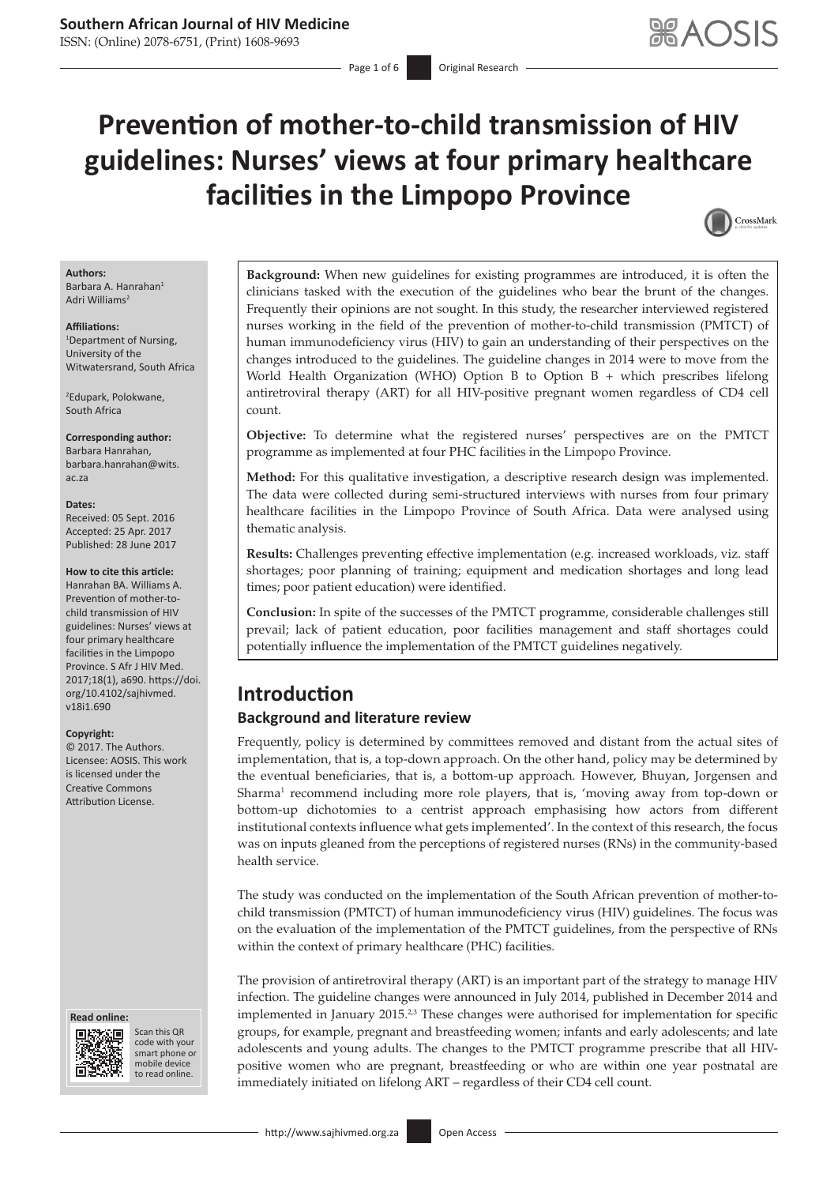# Prevention of mother-to-child transmission of HIV guidelines: Nurses' views at four primary healthcare facilities in the Limpopo Province

**Authors:**
Barbara A. Hanrahan[1]
Adri Williams[2]

**Affiliations:**
[1]Department of Nursing, University of the Witwatersrand, South Africa

[2]Edupark, Polokwane, South Africa

**Corresponding author:**
Barbara Hanrahan,
barbara.hanrahan@wits.ac.za

**Dates:**
Received: 05 Sept. 2016
Accepted: 25 Apr. 2017
Published: 28 June 2017

**How to cite this article:**
Hanrahan BA. Williams A. Prevention of mother-to-child transmission of HIV guidelines: Nurses' views at four primary healthcare facilities in the Limpopo Province. S Afr J HIV Med. 2017;18(1), a690. https://doi.org/10.4102/sajhivmed.v18i1.690

**Copyright:**
© 2017. The Authors. Licensee: AOSIS. This work is licensed under the Creative Commons Attribution License.

**Background:** When new guidelines for existing programmes are introduced, it is often the clinicians tasked with the execution of the guidelines who bear the brunt of the changes. Frequently their opinions are not sought. In this study, the researcher interviewed registered nurses working in the field of the prevention of mother-to-child transmission (PMTCT) of human immunodeficiency virus (HIV) to gain an understanding of their perspectives on the changes introduced to the guidelines. The guideline changes in 2014 were to move from the World Health Organization (WHO) Option B to Option B + which prescribes lifelong antiretroviral therapy (ART) for all HIV-positive pregnant women regardless of CD4 cell count.

**Objective:** To determine what the registered nurses' perspectives are on the PMTCT programme as implemented at four PHC facilities in the Limpopo Province.

**Method:** For this qualitative investigation, a descriptive research design was implemented. The data were collected during semi-structured interviews with nurses from four primary healthcare facilities in the Limpopo Province of South Africa. Data were analysed using thematic analysis.

**Results:** Challenges preventing effective implementation (e.g. increased workloads, viz. staff shortages; poor planning of training; equipment and medication shortages and long lead times; poor patient education) were identified.

**Conclusion:** In spite of the successes of the PMTCT programme, considerable challenges still prevail; lack of patient education, poor facilities management and staff shortages could potentially influence the implementation of the PMTCT guidelines negatively.

## Introduction

### Background and literature review

Frequently, policy is determined by committees removed and distant from the actual sites of implementation, that is, a top-down approach. On the other hand, policy may be determined by the eventual beneficiaries, that is, a bottom-up approach. However, Bhuyan, Jorgensen and Sharma[1] recommend including more role players, that is, 'moving away from top-down or bottom-up dichotomies to a centrist approach emphasising how actors from different institutional contexts influence what gets implemented'. In the context of this research, the focus was on inputs gleaned from the perceptions of registered nurses (RNs) in the community-based health service.

The study was conducted on the implementation of the South African prevention of mother-to-child transmission (PMTCT) of human immunodeficiency virus (HIV) guidelines. The focus was on the evaluation of the implementation of the PMTCT guidelines, from the perspective of RNs within the context of primary healthcare (PHC) facilities.

The provision of antiretroviral therapy (ART) is an important part of the strategy to manage HIV infection. The guideline changes were announced in July 2014, published in December 2014 and implemented in January 2015.[2,3] These changes were authorised for implementation for specific groups, for example, pregnant and breastfeeding women; infants and early adolescents; and late adolescents and young adults. The changes to the PMTCT programme prescribe that all HIV-positive women who are pregnant, breastfeeding or who are within one year postnatal are immediately initiated on lifelong ART – regardless of their CD4 cell count.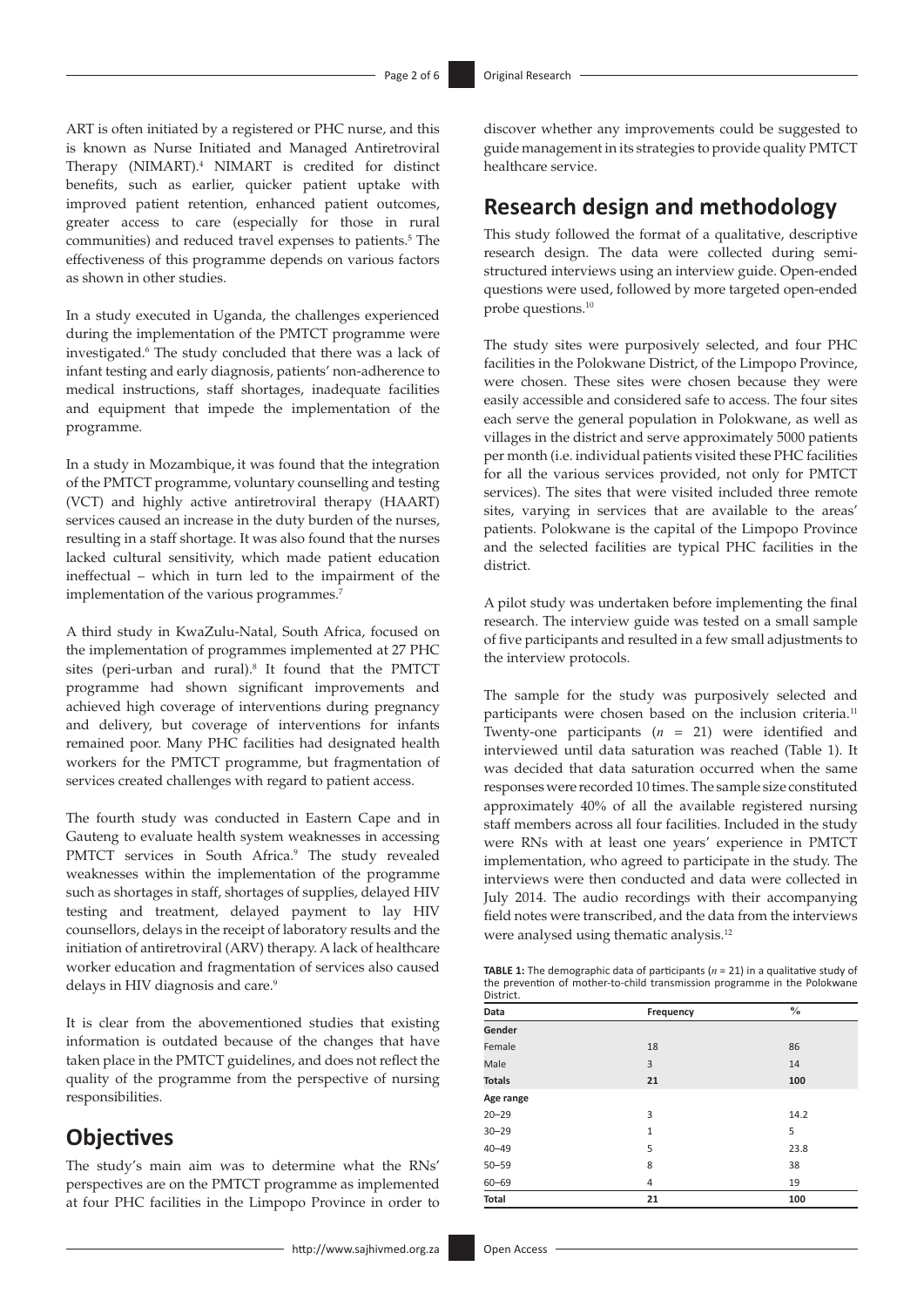ART is often initiated by a registered or PHC nurse, and this is known as Nurse Initiated and Managed Antiretroviral Therapy (NIMART).[4] NIMART is credited for distinct benefits, such as earlier, quicker patient uptake with improved patient retention, enhanced patient outcomes, greater access to care (especially for those in rural communities) and reduced travel expenses to patients.[5] The effectiveness of this programme depends on various factors as shown in other studies.

In a study executed in Uganda, the challenges experienced during the implementation of the PMTCT programme were investigated.[6] The study concluded that there was a lack of infant testing and early diagnosis, patients' non-adherence to medical instructions, staff shortages, inadequate facilities and equipment that impede the implementation of the programme.

In a study in Mozambique, it was found that the integration of the PMTCT programme, voluntary counselling and testing (VCT) and highly active antiretroviral therapy (HAART) services caused an increase in the duty burden of the nurses, resulting in a staff shortage. It was also found that the nurses lacked cultural sensitivity, which made patient education ineffectual – which in turn led to the impairment of the implementation of the various programmes.[7]

A third study in KwaZulu-Natal, South Africa, focused on the implementation of programmes implemented at 27 PHC sites (peri-urban and rural).[8] It found that the PMTCT programme had shown significant improvements and achieved high coverage of interventions during pregnancy and delivery, but coverage of interventions for infants remained poor. Many PHC facilities had designated health workers for the PMTCT programme, but fragmentation of services created challenges with regard to patient access.

The fourth study was conducted in Eastern Cape and in Gauteng to evaluate health system weaknesses in accessing PMTCT services in South Africa.[9] The study revealed weaknesses within the implementation of the programme such as shortages in staff, shortages of supplies, delayed HIV testing and treatment, delayed payment to lay HIV counsellors, delays in the receipt of laboratory results and the initiation of antiretroviral (ARV) therapy. A lack of healthcare worker education and fragmentation of services also caused delays in HIV diagnosis and care.[9]

It is clear from the abovementioned studies that existing information is outdated because of the changes that have taken place in the PMTCT guidelines, and does not reflect the quality of the programme from the perspective of nursing responsibilities.

## Objectives

The study's main aim was to determine what the RNs' perspectives are on the PMTCT programme as implemented at four PHC facilities in the Limpopo Province in order to discover whether any improvements could be suggested to guide management in its strategies to provide quality PMTCT healthcare service.

## Research design and methodology

This study followed the format of a qualitative, descriptive research design. The data were collected during semi-structured interviews using an interview guide. Open-ended questions were used, followed by more targeted open-ended probe questions.[10]

The study sites were purposively selected, and four PHC facilities in the Polokwane District, of the Limpopo Province, were chosen. These sites were chosen because they were easily accessible and considered safe to access. The four sites each serve the general population in Polokwane, as well as villages in the district and serve approximately 5000 patients per month (i.e. individual patients visited these PHC facilities for all the various services provided, not only for PMTCT services). The sites that were visited included three remote sites, varying in services that are available to the areas' patients. Polokwane is the capital of the Limpopo Province and the selected facilities are typical PHC facilities in the district.

A pilot study was undertaken before implementing the final research. The interview guide was tested on a small sample of five participants and resulted in a few small adjustments to the interview protocols.

The sample for the study was purposively selected and participants were chosen based on the inclusion criteria.[11] Twenty-one participants ($n$ = 21) were identified and interviewed until data saturation was reached (Table 1). It was decided that data saturation occurred when the same responses were recorded 10 times. The sample size constituted approximately 40% of all the available registered nursing staff members across all four facilities. Included in the study were RNs with at least one years' experience in PMTCT implementation, who agreed to participate in the study. The interviews were then conducted and data were collected in July 2014. The audio recordings with their accompanying field notes were transcribed, and the data from the interviews were analysed using thematic analysis.[12]

**TABLE 1:** The demographic data of participants ($n$ = 21) in a qualitative study of the prevention of mother-to-child transmission programme in the Polokwane District.

| Data | Frequency | % |
|---|---|---|
| **Gender** | | |
| Female | 18 | 86 |
| Male | 3 | 14 |
| **Totals** | **21** | **100** |
| **Age range** | | |
| 20–29 | 3 | 14.2 |
| 30–29 | 1 | 5 |
| 40–49 | 5 | 23.8 |
| 50–59 | 8 | 38 |
| 60–69 | 4 | 19 |
| **Total** | **21** | **100** |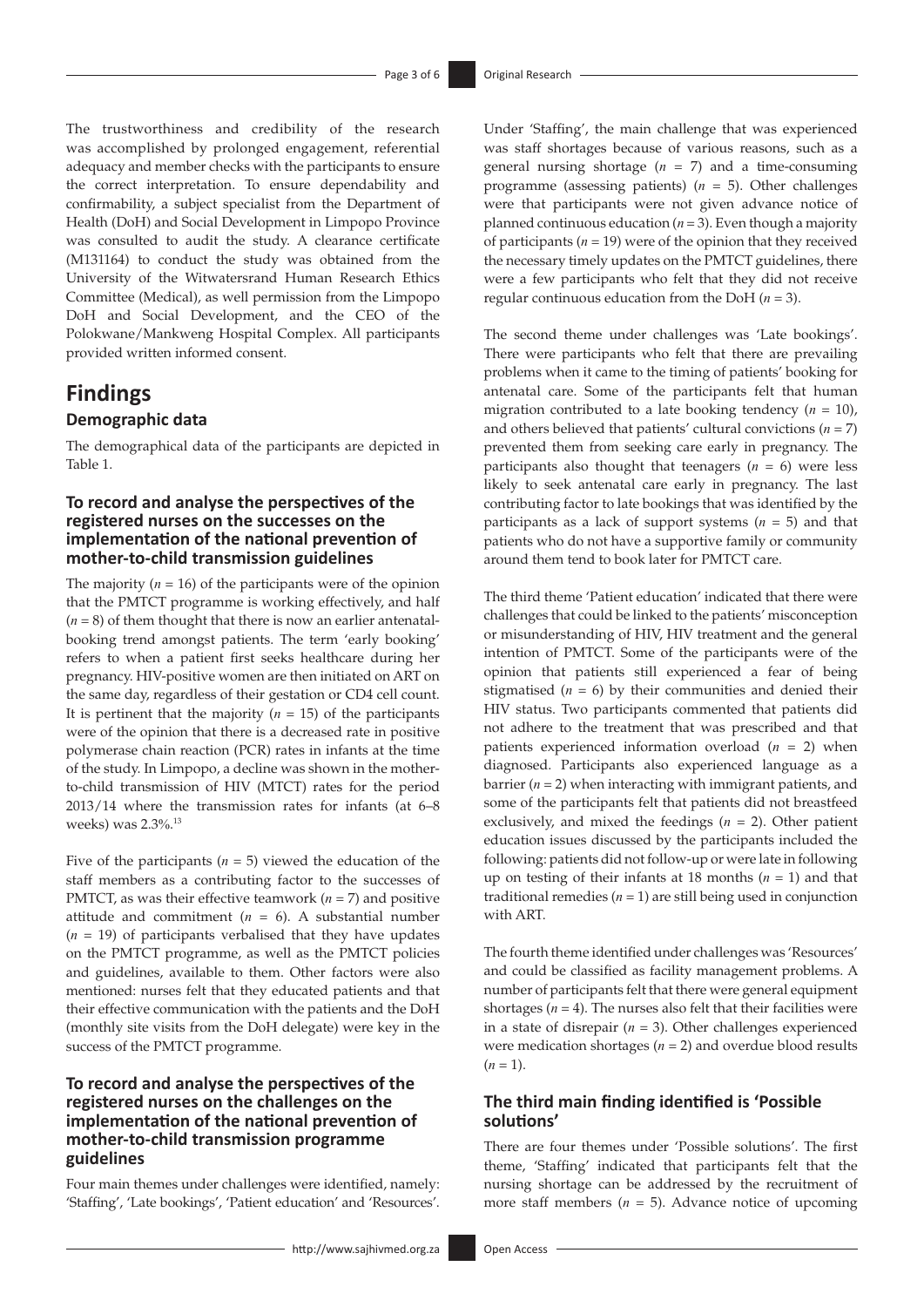The trustworthiness and credibility of the research was accomplished by prolonged engagement, referential adequacy and member checks with the participants to ensure the correct interpretation. To ensure dependability and confirmability, a subject specialist from the Department of Health (DoH) and Social Development in Limpopo Province was consulted to audit the study. A clearance certificate (M131164) to conduct the study was obtained from the University of the Witwatersrand Human Research Ethics Committee (Medical), as well permission from the Limpopo DoH and Social Development, and the CEO of the Polokwane/Mankweng Hospital Complex. All participants provided written informed consent.

# Findings

## Demographic data

The demographical data of the participants are depicted in Table 1.

### To record and analyse the perspectives of the registered nurses on the successes on the implementation of the national prevention of mother-to-child transmission guidelines

The majority (*n* = 16) of the participants were of the opinion that the PMTCT programme is working effectively, and half (*n* = 8) of them thought that there is now an earlier antenatal-booking trend amongst patients. The term 'early booking' refers to when a patient first seeks healthcare during her pregnancy. HIV-positive women are then initiated on ART on the same day, regardless of their gestation or CD4 cell count. It is pertinent that the majority (*n* = 15) of the participants were of the opinion that there is a decreased rate in positive polymerase chain reaction (PCR) rates in infants at the time of the study. In Limpopo, a decline was shown in the mother-to-child transmission of HIV (MTCT) rates for the period 2013/14 where the transmission rates for infants (at 6–8 weeks) was 2.3%.[13]

Five of the participants (*n* = 5) viewed the education of the staff members as a contributing factor to the successes of PMTCT, as was their effective teamwork (*n* = 7) and positive attitude and commitment (*n* = 6). A substantial number (*n* = 19) of participants verbalised that they have updates on the PMTCT programme, as well as the PMTCT policies and guidelines, available to them. Other factors were also mentioned: nurses felt that they educated patients and that their effective communication with the patients and the DoH (monthly site visits from the DoH delegate) were key in the success of the PMTCT programme.

### To record and analyse the perspectives of the registered nurses on the challenges on the implementation of the national prevention of mother-to-child transmission programme guidelines

Four main themes under challenges were identified, namely: 'Staffing', 'Late bookings', 'Patient education' and 'Resources'. Under 'Staffing', the main challenge that was experienced was staff shortages because of various reasons, such as a general nursing shortage (*n* = 7) and a time-consuming programme (assessing patients) (*n* = 5). Other challenges were that participants were not given advance notice of planned continuous education (*n* = 3). Even though a majority of participants (*n* = 19) were of the opinion that they received the necessary timely updates on the PMTCT guidelines, there were a few participants who felt that they did not receive regular continuous education from the DoH (*n* = 3).

The second theme under challenges was 'Late bookings'. There were participants who felt that there are prevailing problems when it came to the timing of patients' booking for antenatal care. Some of the participants felt that human migration contributed to a late booking tendency (*n* = 10), and others believed that patients' cultural convictions (*n* = 7) prevented them from seeking care early in pregnancy. The participants also thought that teenagers (*n* = 6) were less likely to seek antenatal care early in pregnancy. The last contributing factor to late bookings that was identified by the participants as a lack of support systems (*n* = 5) and that patients who do not have a supportive family or community around them tend to book later for PMTCT care.

The third theme 'Patient education' indicated that there were challenges that could be linked to the patients' misconception or misunderstanding of HIV, HIV treatment and the general intention of PMTCT. Some of the participants were of the opinion that patients still experienced a fear of being stigmatised (*n* = 6) by their communities and denied their HIV status. Two participants commented that patients did not adhere to the treatment that was prescribed and that patients experienced information overload (*n* = 2) when diagnosed. Participants also experienced language as a barrier (*n* = 2) when interacting with immigrant patients, and some of the participants felt that patients did not breastfeed exclusively, and mixed the feedings (*n* = 2). Other patient education issues discussed by the participants included the following: patients did not follow-up or were late in following up on testing of their infants at 18 months (*n* = 1) and that traditional remedies (*n* = 1) are still being used in conjunction with ART.

The fourth theme identified under challenges was 'Resources' and could be classified as facility management problems. A number of participants felt that there were general equipment shortages (*n* = 4). The nurses also felt that their facilities were in a state of disrepair (*n* = 3). Other challenges experienced were medication shortages (*n* = 2) and overdue blood results (*n* = 1).

### The third main finding identified is 'Possible solutions'

There are four themes under 'Possible solutions'. The first theme, 'Staffing' indicated that participants felt that the nursing shortage can be addressed by the recruitment of more staff members (*n* = 5). Advance notice of upcoming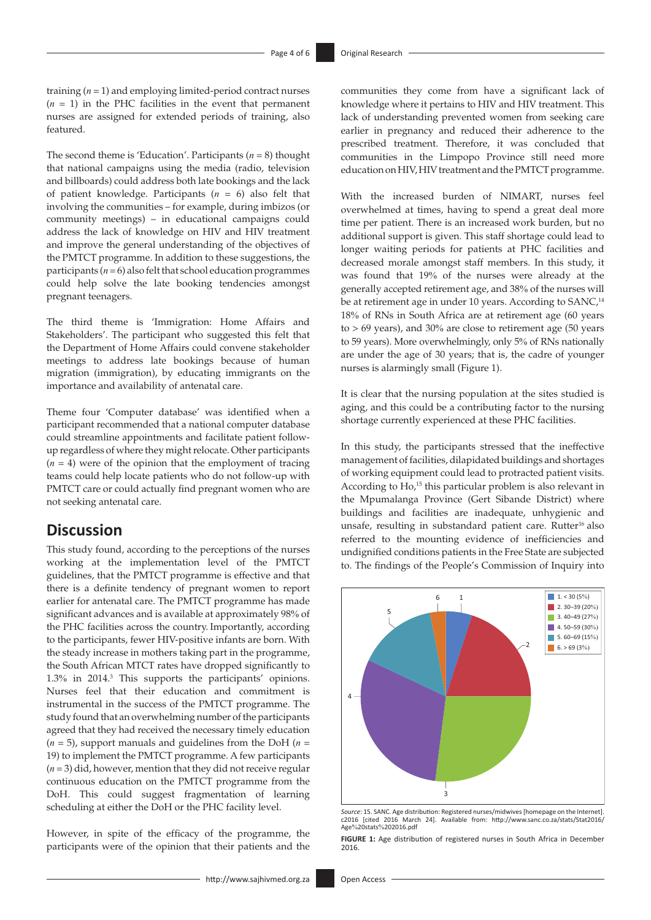training ($n$ = 1) and employing limited-period contract nurses ($n$ = 1) in the PHC facilities in the event that permanent nurses are assigned for extended periods of training, also featured.

The second theme is 'Education'. Participants ($n$ = 8) thought that national campaigns using the media (radio, television and billboards) could address both late bookings and the lack of patient knowledge. Participants ($n$ = 6) also felt that involving the communities – for example, during imbizos (or community meetings) – in educational campaigns could address the lack of knowledge on HIV and HIV treatment and improve the general understanding of the objectives of the PMTCT programme. In addition to these suggestions, the participants ($n$ = 6) also felt that school education programmes could help solve the late booking tendencies amongst pregnant teenagers.

The third theme is 'Immigration: Home Affairs and Stakeholders'. The participant who suggested this felt that the Department of Home Affairs could convene stakeholder meetings to address late bookings because of human migration (immigration), by educating immigrants on the importance and availability of antenatal care.

Theme four 'Computer database' was identified when a participant recommended that a national computer database could streamline appointments and facilitate patient follow-up regardless of where they might relocate. Other participants ($n$ = 4) were of the opinion that the employment of tracing teams could help locate patients who do not follow-up with PMTCT care or could actually find pregnant women who are not seeking antenatal care.

## Discussion

This study found, according to the perceptions of the nurses working at the implementation level of the PMTCT guidelines, that the PMTCT programme is effective and that there is a definite tendency of pregnant women to report earlier for antenatal care. The PMTCT programme has made significant advances and is available at approximately 98% of the PHC facilities across the country. Importantly, according to the participants, fewer HIV-positive infants are born. With the steady increase in mothers taking part in the programme, the South African MTCT rates have dropped significantly to 1.3% in 2014.[3] This supports the participants' opinions. Nurses feel that their education and commitment is instrumental in the success of the PMTCT programme. The study found that an overwhelming number of the participants agreed that they had received the necessary timely education ($n$ = 5), support manuals and guidelines from the DoH ($n$ = 19) to implement the PMTCT programme. A few participants ($n$ = 3) did, however, mention that they did not receive regular continuous education on the PMTCT programme from the DoH. This could suggest fragmentation of learning scheduling at either the DoH or the PHC facility level.

However, in spite of the efficacy of the programme, the participants were of the opinion that their patients and the communities they come from have a significant lack of knowledge where it pertains to HIV and HIV treatment. This lack of understanding prevented women from seeking care earlier in pregnancy and reduced their adherence to the prescribed treatment. Therefore, it was concluded that communities in the Limpopo Province still need more education on HIV, HIV treatment and the PMTCT programme.

With the increased burden of NIMART, nurses feel overwhelmed at times, having to spend a great deal more time per patient. There is an increased work burden, but no additional support is given. This staff shortage could lead to longer waiting periods for patients at PHC facilities and decreased morale amongst staff members. In this study, it was found that 19% of the nurses were already at the generally accepted retirement age, and 38% of the nurses will be at retirement age in under 10 years. According to SANC,[14] 18% of RNs in South Africa are at retirement age (60 years to > 69 years), and 30% are close to retirement age (50 years to 59 years). More overwhelmingly, only 5% of RNs nationally are under the age of 30 years; that is, the cadre of younger nurses is alarmingly small (Figure 1).

It is clear that the nursing population at the sites studied is aging, and this could be a contributing factor to the nursing shortage currently experienced at these PHC facilities.

In this study, the participants stressed that the ineffective management of facilities, dilapidated buildings and shortages of working equipment could lead to protracted patient visits. According to Ho,[15] this particular problem is also relevant in the Mpumalanga Province (Gert Sibande District) where buildings and facilities are inadequate, unhygienic and unsafe, resulting in substandard patient care. Rutter[16] also referred to the mounting evidence of inefficiencies and undignified conditions patients in the Free State are subjected to. The findings of the People's Commission of Inquiry into

1. < 30 (5%)
2. 30–39 (20%)
3. 40–49 (27%)
4. 50–59 (30%)
5. 60–69 (15%)
6. > 69 (3%)

*Source*: 15. SANC. Age distribution: Registered nurses/midwives [homepage on the Internet]. c2016 [cited 2016 March 24]. Available from: http://www.sanc.co.za/stats/Stat2016/Age%20stats%202016.pdf

**FIGURE 1:** Age distribution of registered nurses in South Africa in December 2016.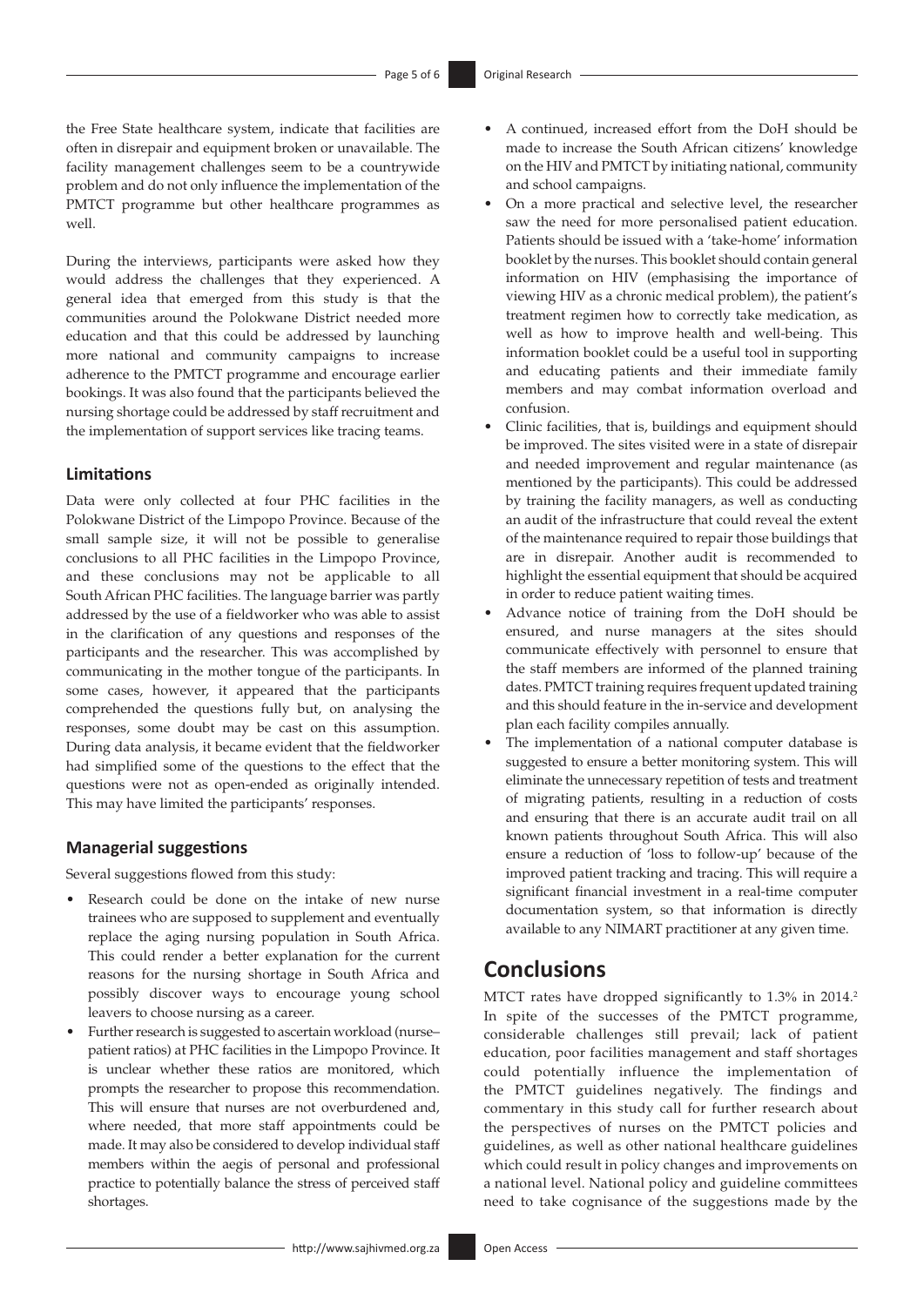the Free State healthcare system, indicate that facilities are often in disrepair and equipment broken or unavailable. The facility management challenges seem to be a countrywide problem and do not only influence the implementation of the PMTCT programme but other healthcare programmes as well.

During the interviews, participants were asked how they would address the challenges that they experienced. A general idea that emerged from this study is that the communities around the Polokwane District needed more education and that this could be addressed by launching more national and community campaigns to increase adherence to the PMTCT programme and encourage earlier bookings. It was also found that the participants believed the nursing shortage could be addressed by staff recruitment and the implementation of support services like tracing teams.

### Limitations

Data were only collected at four PHC facilities in the Polokwane District of the Limpopo Province. Because of the small sample size, it will not be possible to generalise conclusions to all PHC facilities in the Limpopo Province, and these conclusions may not be applicable to all South African PHC facilities. The language barrier was partly addressed by the use of a fieldworker who was able to assist in the clarification of any questions and responses of the participants and the researcher. This was accomplished by communicating in the mother tongue of the participants. In some cases, however, it appeared that the participants comprehended the questions fully but, on analysing the responses, some doubt may be cast on this assumption. During data analysis, it became evident that the fieldworker had simplified some of the questions to the effect that the questions were not as open-ended as originally intended. This may have limited the participants' responses.

### Managerial suggestions

Several suggestions flowed from this study:

- Research could be done on the intake of new nurse trainees who are supposed to supplement and eventually replace the aging nursing population in South Africa. This could render a better explanation for the current reasons for the nursing shortage in South Africa and possibly discover ways to encourage young school leavers to choose nursing as a career.
- Further research is suggested to ascertain workload (nurse–patient ratios) at PHC facilities in the Limpopo Province. It is unclear whether these ratios are monitored, which prompts the researcher to propose this recommendation. This will ensure that nurses are not overburdened and, where needed, that more staff appointments could be made. It may also be considered to develop individual staff members within the aegis of personal and professional practice to potentially balance the stress of perceived staff shortages.
- A continued, increased effort from the DoH should be made to increase the South African citizens' knowledge on the HIV and PMTCT by initiating national, community and school campaigns.
- On a more practical and selective level, the researcher saw the need for more personalised patient education. Patients should be issued with a 'take-home' information booklet by the nurses. This booklet should contain general information on HIV (emphasising the importance of viewing HIV as a chronic medical problem), the patient's treatment regimen how to correctly take medication, as well as how to improve health and well-being. This information booklet could be a useful tool in supporting and educating patients and their immediate family members and may combat information overload and confusion.
- Clinic facilities, that is, buildings and equipment should be improved. The sites visited were in a state of disrepair and needed improvement and regular maintenance (as mentioned by the participants). This could be addressed by training the facility managers, as well as conducting an audit of the infrastructure that could reveal the extent of the maintenance required to repair those buildings that are in disrepair. Another audit is recommended to highlight the essential equipment that should be acquired in order to reduce patient waiting times.
- Advance notice of training from the DoH should be ensured, and nurse managers at the sites should communicate effectively with personnel to ensure that the staff members are informed of the planned training dates. PMTCT training requires frequent updated training and this should feature in the in-service and development plan each facility compiles annually.
- The implementation of a national computer database is suggested to ensure a better monitoring system. This will eliminate the unnecessary repetition of tests and treatment of migrating patients, resulting in a reduction of costs and ensuring that there is an accurate audit trail on all known patients throughout South Africa. This will also ensure a reduction of 'loss to follow-up' because of the improved patient tracking and tracing. This will require a significant financial investment in a real-time computer documentation system, so that information is directly available to any NIMART practitioner at any given time.

## Conclusions

MTCT rates have dropped significantly to 1.3% in 2014.[2] In spite of the successes of the PMTCT programme, considerable challenges still prevail; lack of patient education, poor facilities management and staff shortages could potentially influence the implementation of the PMTCT guidelines negatively. The findings and commentary in this study call for further research about the perspectives of nurses on the PMTCT policies and guidelines, as well as other national healthcare guidelines which could result in policy changes and improvements on a national level. National policy and guideline committees need to take cognisance of the suggestions made by the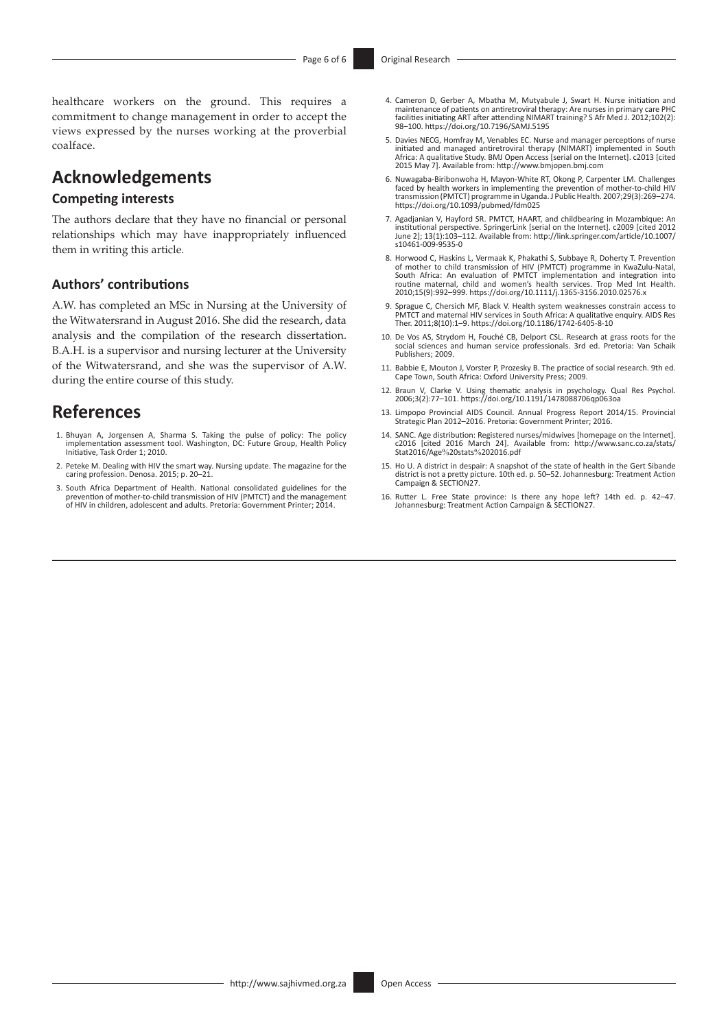healthcare workers on the ground. This requires a commitment to change management in order to accept the views expressed by the nurses working at the proverbial coalface.

## Acknowledgements

### Competing interests

The authors declare that they have no financial or personal relationships which may have inappropriately influenced them in writing this article.

### Authors' contributions

A.W. has completed an MSc in Nursing at the University of the Witwatersrand in August 2016. She did the research, data analysis and the compilation of the research dissertation. B.A.H. is a supervisor and nursing lecturer at the University of the Witwatersrand, and she was the supervisor of A.W. during the entire course of this study.

## References

1. Bhuyan A, Jorgensen A, Sharma S. Taking the pulse of policy: The policy implementation assessment tool. Washington, DC: Future Group, Health Policy Initiative, Task Order 1; 2010.
2. Peteke M. Dealing with HIV the smart way. Nursing update. The magazine for the caring profession. Denosa. 2015; p. 20–21.
3. South Africa Department of Health. National consolidated guidelines for the prevention of mother-to-child transmission of HIV (PMTCT) and the management of HIV in children, adolescent and adults. Pretoria: Government Printer; 2014.
4. Cameron D, Gerber A, Mbatha M, Mutyabule J, Swart H. Nurse initiation and maintenance of patients on antiretroviral therapy: Are nurses in primary care PHC facilities initiating ART after attending NIMART training? S Afr Med J. 2012;102(2): 98–100. https://doi.org/10.7196/SAMJ.5195
5. Davies NECG, Homfray M, Venables EC. Nurse and manager perceptions of nurse initiated and managed antiretroviral therapy (NIMART) implemented in South Africa: A qualitative Study. BMJ Open Access [serial on the Internet]. c2013 [cited 2015 May 7]. Available from: http://www.bmjopen.bmj.com
6. Nuwagaba-Biribonwoha H, Mayon-White RT, Okong P, Carpenter LM. Challenges faced by health workers in implementing the prevention of mother-to-child HIV transmission (PMTCT) programme in Uganda. J Public Health. 2007;29(3):269–274. https://doi.org/10.1093/pubmed/fdm025
7. Agadjanian V, Hayford SR. PMTCT, HAART, and childbearing in Mozambique: An institutional perspective. SpringerLink [serial on the Internet]. c2009 [cited 2012 June 2]; 13(1):103–112. Available from: http://link.springer.com/article/10.1007/s10461-009-9535-0
8. Horwood C, Haskins L, Vermaak K, Phakathi S, Subbaye R, Doherty T. Prevention of mother to child transmission of HIV (PMTCT) programme in KwaZulu-Natal, South Africa: An evaluation of PMTCT implementation and integration into routine maternal, child and women's health services. Trop Med Int Health. 2010;15(9):992–999. https://doi.org/10.1111/j.1365-3156.2010.02576.x
9. Sprague C, Chersich MF, Black V. Health system weaknesses constrain access to PMTCT and maternal HIV services in South Africa: A qualitative enquiry. AIDS Res Ther. 2011;8(10):1–9. https://doi.org/10.1186/1742-6405-8-10
10. De Vos AS, Strydom H, Fouché CB, Delport CSL. Research at grass roots for the social sciences and human service professionals. 3rd ed. Pretoria: Van Schaik Publishers; 2009.
11. Babbie E, Mouton J, Vorster P, Prozesky B. The practice of social research. 9th ed. Cape Town, South Africa: Oxford University Press; 2009.
12. Braun V, Clarke V. Using thematic analysis in psychology. Qual Res Psychol. 2006;3(2):77–101. https://doi.org/10.1191/1478088706qp063oa
13. Limpopo Provincial AIDS Council. Annual Progress Report 2014/15. Provincial Strategic Plan 2012–2016. Pretoria: Government Printer; 2016.
14. SANC. Age distribution: Registered nurses/midwives [homepage on the Internet]. c2016 [cited 2016 March 24]. Available from: http://www.sanc.co.za/stats/Stat2016/Age%20stats%202016.pdf
15. Ho U. A district in despair: A snapshot of the state of health in the Gert Sibande district is not a pretty picture. 10th ed. p. 50–52. Johannesburg: Treatment Action Campaign & SECTION27.
16. Rutter L. Free State province: Is there any hope left? 14th ed. p. 42–47. Johannesburg: Treatment Action Campaign & SECTION27.